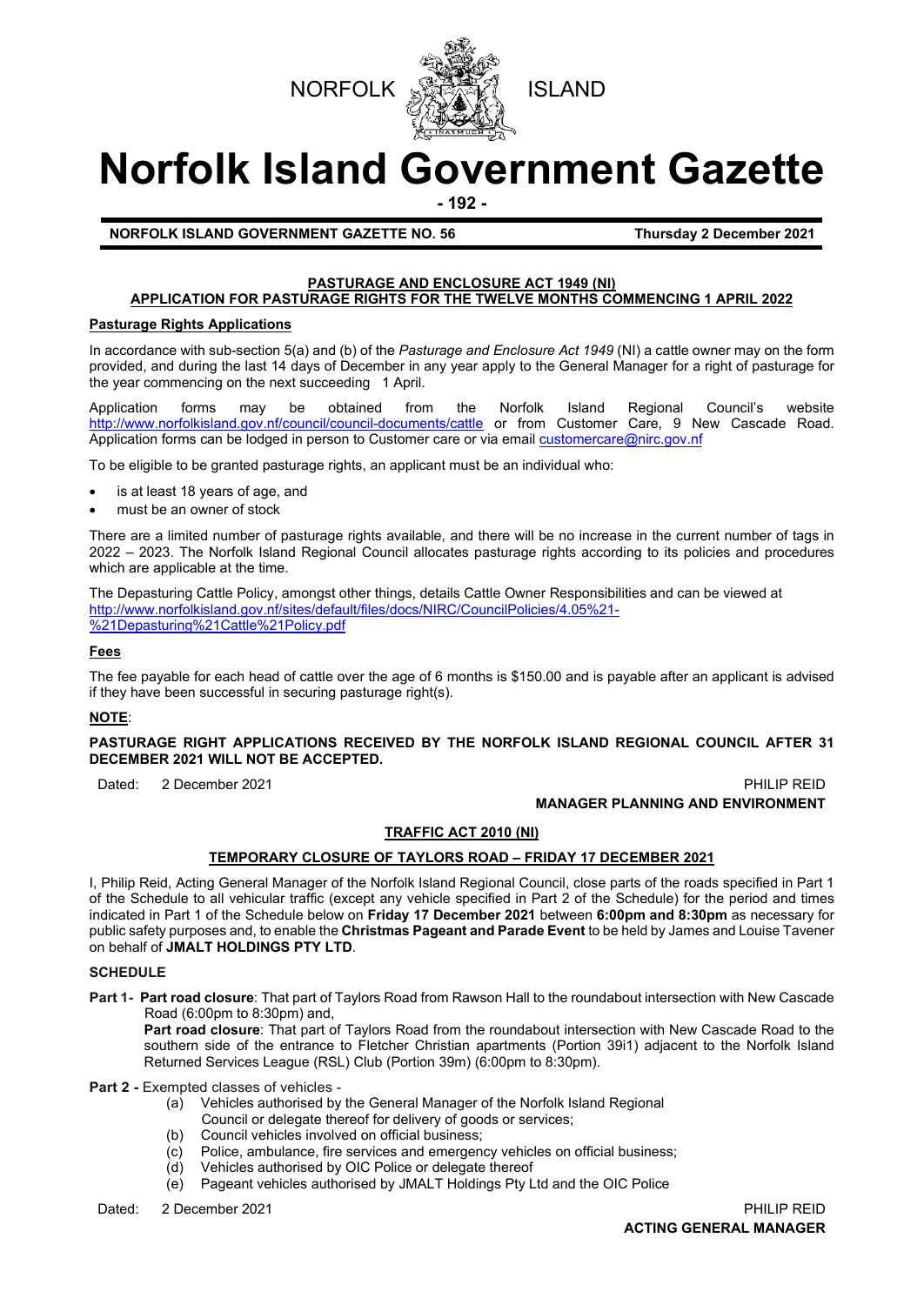NORFOLK ISLAND

# Norfolk Island Government Gazette

**- 192 -**

**NORFOLK ISLAND GOVERNMENT GAZETTE NO. 56** **Thursday 2 December 2021**

## PASTURAGE AND ENCLOSURE ACT 1949 (NI)
## APPLICATION FOR PASTURAGE RIGHTS FOR THE TWELVE MONTHS COMMENCING 1 APRIL 2022

### Pasturage Rights Applications

In accordance with sub-section 5(a) and (b) of the *Pasturage and Enclosure Act 1949* (NI) a cattle owner may on the form provided, and during the last 14 days of December in any year apply to the General Manager for a right of pasturage for the year commencing on the next succeeding 1 April.

Application forms may be obtained from the Norfolk Island Regional Council's website http://www.norfolkisland.gov.nf/council/council-documents/cattle or from Customer Care, 9 New Cascade Road. Application forms can be lodged in person to Customer care or via email customercare@nirc.gov.nf

To be eligible to be granted pasturage rights, an applicant must be an individual who:

- is at least 18 years of age, and
- must be an owner of stock

There are a limited number of pasturage rights available, and there will be no increase in the current number of tags in 2022 – 2023. The Norfolk Island Regional Council allocates pasturage rights according to its policies and procedures which are applicable at the time.

The Depasturing Cattle Policy, amongst other things, details Cattle Owner Responsibilities and can be viewed at http://www.norfolkisland.gov.nf/sites/default/files/docs/NIRC/CouncilPolicies/4.05%21-%21Depasturing%21Cattle%21Policy.pdf

### Fees

The fee payable for each head of cattle over the age of 6 months is $150.00 and is payable after an applicant is advised if they have been successful in securing pasturage right(s).

**NOTE**:

**PASTURAGE RIGHT APPLICATIONS RECEIVED BY THE NORFOLK ISLAND REGIONAL COUNCIL AFTER 31 DECEMBER 2021 WILL NOT BE ACCEPTED.**

Dated: 2 December 2021

PHILIP REID
**MANAGER PLANNING AND ENVIRONMENT**

## TRAFFIC ACT 2010 (NI)

## TEMPORARY CLOSURE OF TAYLORS ROAD – FRIDAY 17 DECEMBER 2021

I, Philip Reid, Acting General Manager of the Norfolk Island Regional Council, close parts of the roads specified in Part 1 of the Schedule to all vehicular traffic (except any vehicle specified in Part 2 of the Schedule) for the period and times indicated in Part 1 of the Schedule below on **Friday 17 December 2021** between **6:00pm and 8:30pm** as necessary for public safety purposes and, to enable the **Christmas Pageant and Parade Event** to be held by James and Louise Tavener on behalf of **JMALT HOLDINGS PTY LTD**.

**SCHEDULE**

**Part 1- Part road closure**: That part of Taylors Road from Rawson Hall to the roundabout intersection with New Cascade Road (6:00pm to 8:30pm) and,

**Part road closure**: That part of Taylors Road from the roundabout intersection with New Cascade Road to the southern side of the entrance to Fletcher Christian apartments (Portion 39i1) adjacent to the Norfolk Island Returned Services League (RSL) Club (Portion 39m) (6:00pm to 8:30pm).

**Part 2 -** Exempted classes of vehicles -

(a) Vehicles authorised by the General Manager of the Norfolk Island Regional Council or delegate thereof for delivery of goods or services;
(b) Council vehicles involved on official business;
(c) Police, ambulance, fire services and emergency vehicles on official business;
(d) Vehicles authorised by OIC Police or delegate thereof
(e) Pageant vehicles authorised by JMALT Holdings Pty Ltd and the OIC Police

Dated: 2 December 2021

PHILIP REID
**ACTING GENERAL MANAGER**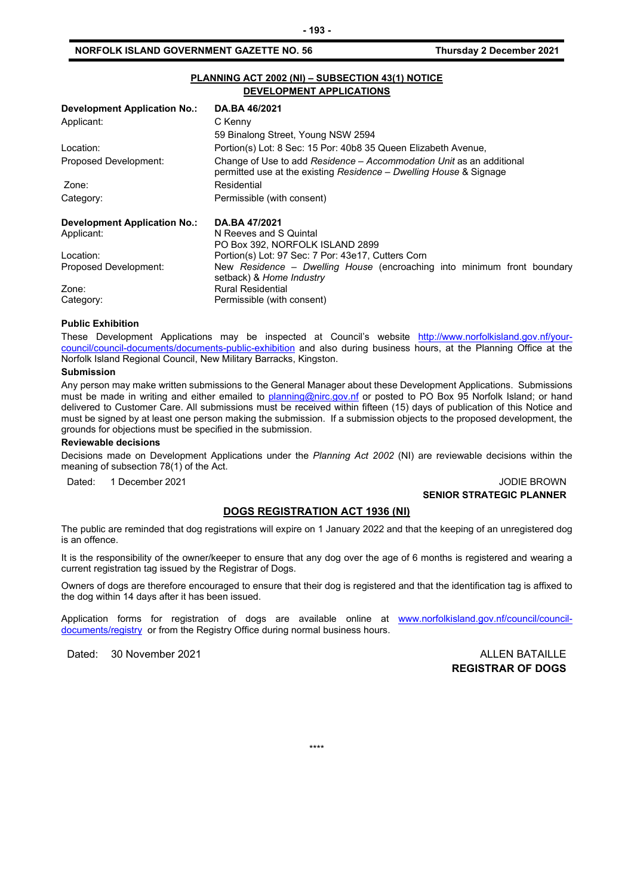## PLANNING ACT 2002 (NI) – SUBSECTION 43(1) NOTICE
## DEVELOPMENT APPLICATIONS

| | |
|---|---|
| **Development Application No.:** | **DA.BA 46/2021** |
| Applicant: | C Kenny<br>59 Binalong Street, Young NSW 2594 |
| Location: | Portion(s) Lot: 8 Sec: 15 Por: 40b8 35 Queen Elizabeth Avenue, |
| Proposed Development: | Change of Use to add *Residence – Accommodation Unit* as an additional permitted use at the existing *Residence – Dwelling House* & Signage |
| Zone: | Residential |
| Category: | Permissible (with consent) |

| | |
|---|---|
| **Development Application No.:** | **DA.BA 47/2021** |
| Applicant: | N Reeves and S Quintal<br>PO Box 392, NORFOLK ISLAND 2899 |
| Location: | Portion(s) Lot: 97 Sec: 7 Por: 43e17, Cutters Corn |
| Proposed Development: | New *Residence – Dwelling House* (encroaching into minimum front boundary setback) & *Home Industry* |
| Zone: | Rural Residential |
| Category: | Permissible (with consent) |

**Public Exhibition**

These Development Applications may be inspected at Council's website http://www.norfolkisland.gov.nf/your-council/council-documents/documents-public-exhibition and also during business hours, at the Planning Office at the Norfolk Island Regional Council, New Military Barracks, Kingston.

**Submission**

Any person may make written submissions to the General Manager about these Development Applications. Submissions must be made in writing and either emailed to planning@nirc.gov.nf or posted to PO Box 95 Norfolk Island; or hand delivered to Customer Care. All submissions must be received within fifteen (15) days of publication of this Notice and must be signed by at least one person making the submission. If a submission objects to the proposed development, the grounds for objections must be specified in the submission.

**Reviewable decisions**

Decisions made on Development Applications under the *Planning Act 2002* (NI) are reviewable decisions within the meaning of subsection 78(1) of the Act.

Dated: 1 December 2021

JODIE BROWN
**SENIOR STRATEGIC PLANNER**

## DOGS REGISTRATION ACT 1936 (NI)

The public are reminded that dog registrations will expire on 1 January 2022 and that the keeping of an unregistered dog is an offence.

It is the responsibility of the owner/keeper to ensure that any dog over the age of 6 months is registered and wearing a current registration tag issued by the Registrar of Dogs.

Owners of dogs are therefore encouraged to ensure that their dog is registered and that the identification tag is affixed to the dog within 14 days after it has been issued.

Application forms for registration of dogs are available online at www.norfolkisland.gov.nf/council/council-documents/registry or from the Registry Office during normal business hours.

Dated: 30 November 2021

ALLEN BATAILLE
**REGISTRAR OF DOGS**

****